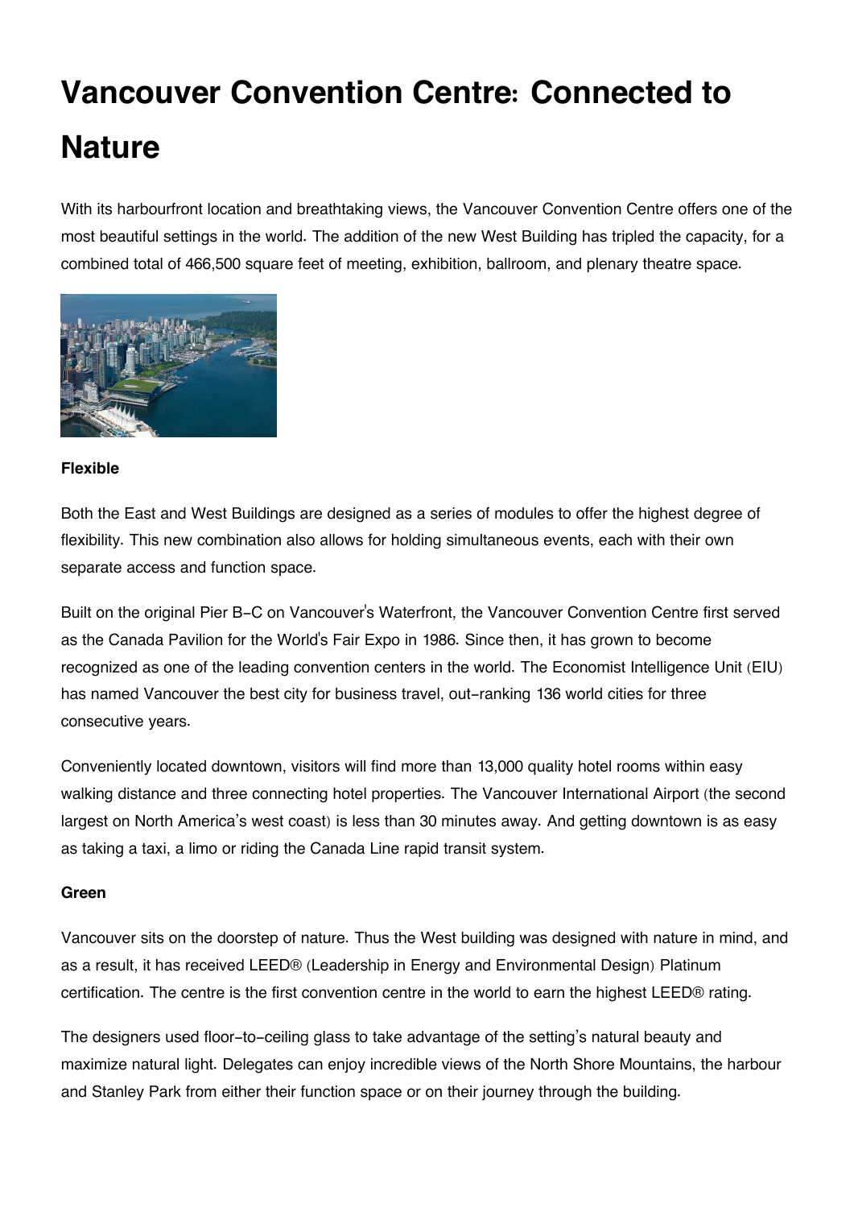# Vancouver Convention Centre: Connected to Nature

With its harbourfront location and breathtaking views, the Vancouver Convention Centre offers one of the most beautiful settings in the world. The addition of the new West Building has tripled the capacity, for a combined total of 466,500 square feet of meeting, exhibition, ballroom, and plenary theatre space.

**Flexible**

Both the East and West Buildings are designed as a series of modules to offer the highest degree of flexibility. This new combination also allows for holding simultaneous events, each with their own separate access and function space.

Built on the original Pier B-C on Vancouver's Waterfront, the Vancouver Convention Centre first served as the Canada Pavilion for the World's Fair Expo in 1986. Since then, it has grown to become recognized as one of the leading convention centers in the world. The Economist Intelligence Unit (EIU) has named Vancouver the best city for business travel, out-ranking 136 world cities for three consecutive years.

Conveniently located downtown, visitors will find more than 13,000 quality hotel rooms within easy walking distance and three connecting hotel properties. The Vancouver International Airport (the second largest on North America's west coast) is less than 30 minutes away. And getting downtown is as easy as taking a taxi, a limo or riding the Canada Line rapid transit system.

**Green**

Vancouver sits on the doorstep of nature. Thus the West building was designed with nature in mind, and as a result, it has received LEED® (Leadership in Energy and Environmental Design) Platinum certification. The centre is the first convention centre in the world to earn the highest LEED® rating.

The designers used floor-to-ceiling glass to take advantage of the setting's natural beauty and maximize natural light. Delegates can enjoy incredible views of the North Shore Mountains, the harbour and Stanley Park from either their function space or on their journey through the building.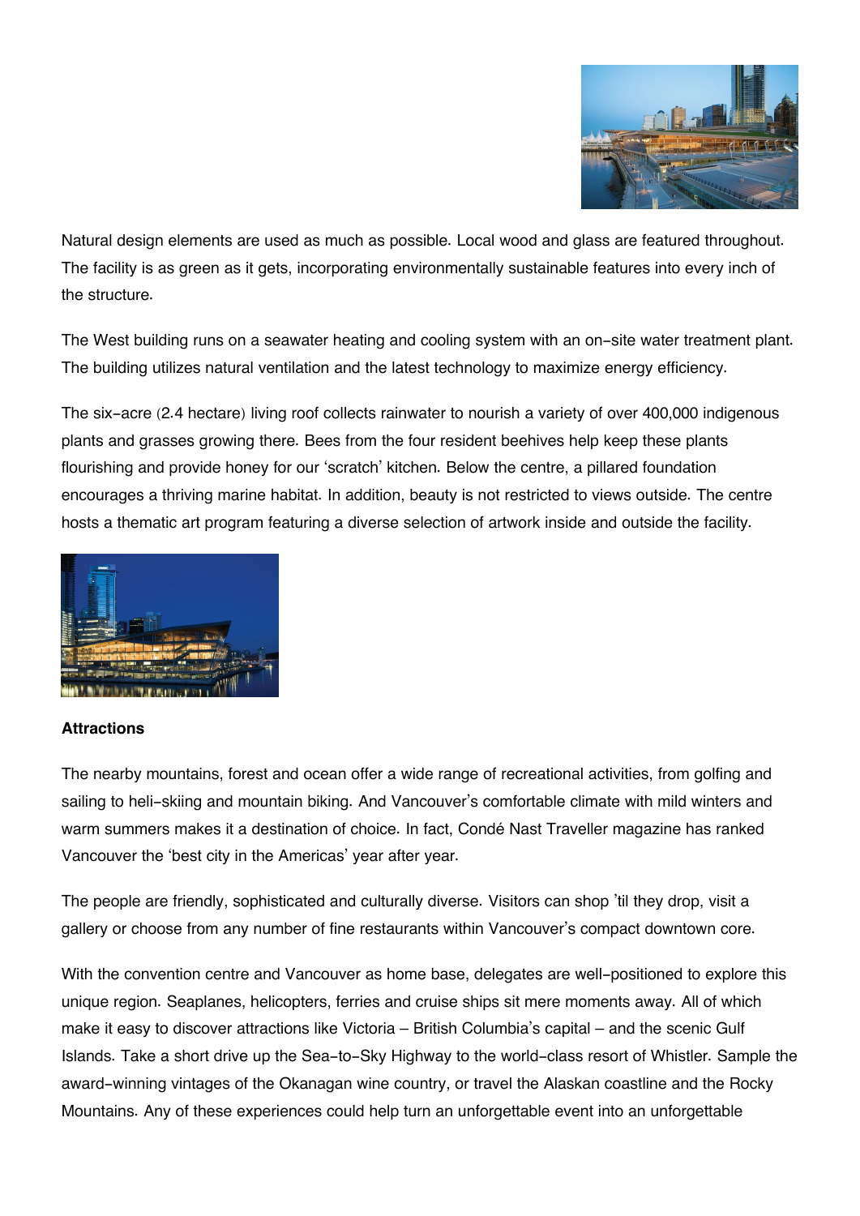Natural design elements are used as much as possible. Local wood and glass are featured throughout. The facility is as green as it gets, incorporating environmentally sustainable features into every inch of the structure.

The West building runs on a seawater heating and cooling system with an on-site water treatment plant. The building utilizes natural ventilation and the latest technology to maximize energy efficiency.

The six-acre (2.4 hectare) living roof collects rainwater to nourish a variety of over 400,000 indigenous plants and grasses growing there. Bees from the four resident beehives help keep these plants flourishing and provide honey for our 'scratch' kitchen. Below the centre, a pillared foundation encourages a thriving marine habitat. In addition, beauty is not restricted to views outside. The centre hosts a thematic art program featuring a diverse selection of artwork inside and outside the facility.

**Attractions**

The nearby mountains, forest and ocean offer a wide range of recreational activities, from golfing and sailing to heli-skiing and mountain biking. And Vancouver's comfortable climate with mild winters and warm summers makes it a destination of choice. In fact, Condé Nast Traveller magazine has ranked Vancouver the 'best city in the Americas' year after year.

The people are friendly, sophisticated and culturally diverse. Visitors can shop 'til they drop, visit a gallery or choose from any number of fine restaurants within Vancouver's compact downtown core.

With the convention centre and Vancouver as home base, delegates are well-positioned to explore this unique region. Seaplanes, helicopters, ferries and cruise ships sit mere moments away. All of which make it easy to discover attractions like Victoria – British Columbia's capital – and the scenic Gulf Islands. Take a short drive up the Sea-to-Sky Highway to the world-class resort of Whistler. Sample the award-winning vintages of the Okanagan wine country, or travel the Alaskan coastline and the Rocky Mountains. Any of these experiences could help turn an unforgettable event into an unforgettable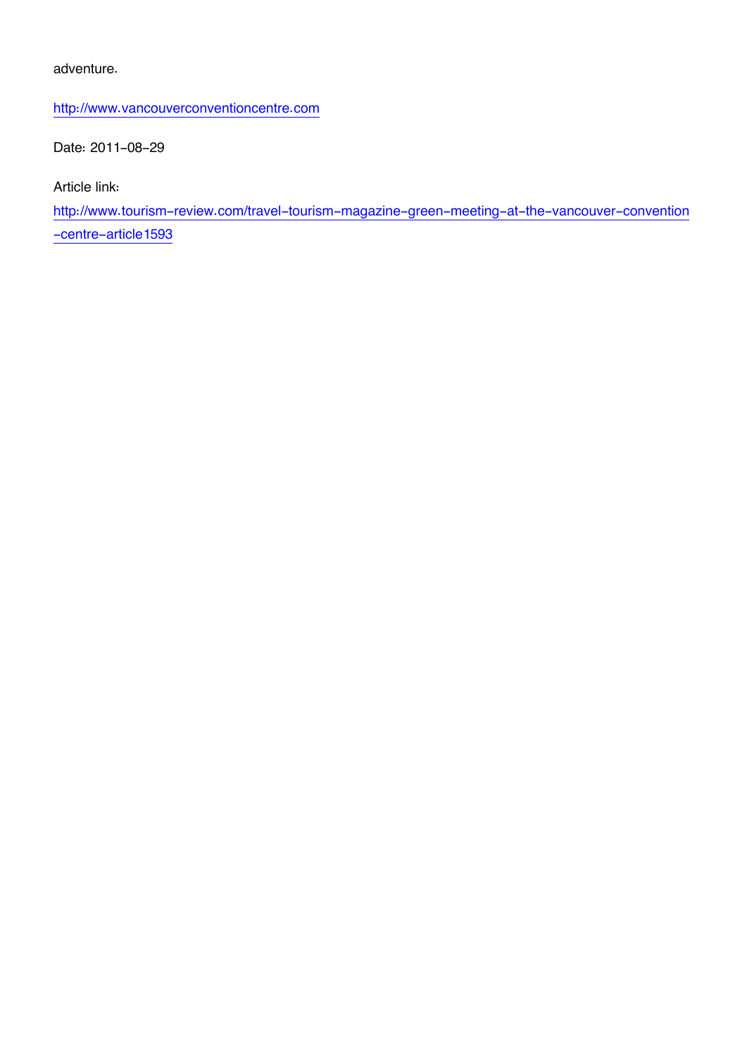adventure.

http://www.vancouverconventioncentre.com

Date: 2011-08-29

Article link:

http://www.tourism-review.com/travel-tourism-magazine-green-meeting-at-the-vancouver-convention-centre-article1593